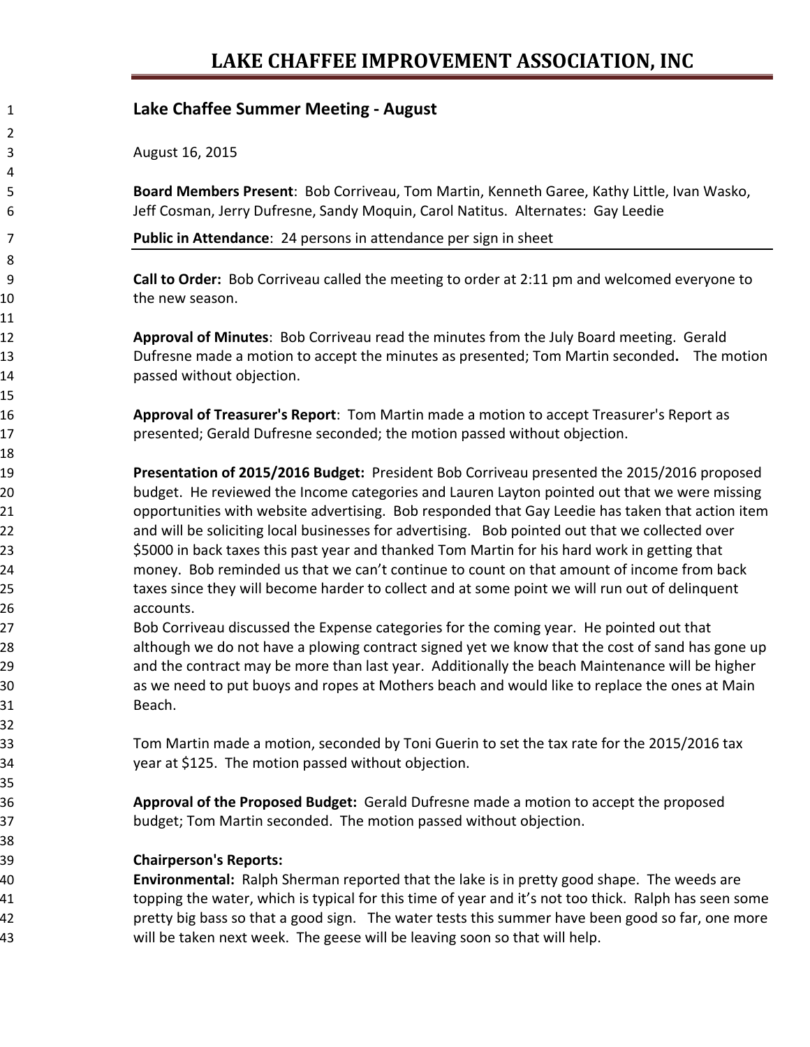# LAKE CHAFFEE IMPROVEMENT ASSOCIATION, INC

## Lake Chaffee Summer Meeting - August

August 16, 2015

**Board Members Present**: Bob Corriveau, Tom Martin, Kenneth Garee, Kathy Little, Ivan Wasko, Jeff Cosman, Jerry Dufresne, Sandy Moquin, Carol Natitus. Alternates: Gay Leedie

**Public in Attendance**: 24 persons in attendance per sign in sheet

**Call to Order:** Bob Corriveau called the meeting to order at 2:11 pm and welcomed everyone to the new season.

**Approval of Minutes**: Bob Corriveau read the minutes from the July Board meeting. Gerald Dufresne made a motion to accept the minutes as presented; Tom Martin seconded. The motion passed without objection.

**Approval of Treasurer's Report**: Tom Martin made a motion to accept Treasurer's Report as presented; Gerald Dufresne seconded; the motion passed without objection.

**Presentation of 2015/2016 Budget:** President Bob Corriveau presented the 2015/2016 proposed budget. He reviewed the Income categories and Lauren Layton pointed out that we were missing opportunities with website advertising. Bob responded that Gay Leedie has taken that action item and will be soliciting local businesses for advertising. Bob pointed out that we collected over $5000 in back taxes this past year and thanked Tom Martin for his hard work in getting that money. Bob reminded us that we can't continue to count on that amount of income from back taxes since they will become harder to collect and at some point we will run out of delinquent accounts.
Bob Corriveau discussed the Expense categories for the coming year. He pointed out that although we do not have a plowing contract signed yet we know that the cost of sand has gone up and the contract may be more than last year. Additionally the beach Maintenance will be higher as we need to put buoys and ropes at Mothers beach and would like to replace the ones at Main Beach.

Tom Martin made a motion, seconded by Toni Guerin to set the tax rate for the 2015/2016 tax year at $125. The motion passed without objection.

**Approval of the Proposed Budget:** Gerald Dufresne made a motion to accept the proposed budget; Tom Martin seconded. The motion passed without objection.

**Chairperson's Reports:**
**Environmental:** Ralph Sherman reported that the lake is in pretty good shape. The weeds are topping the water, which is typical for this time of year and it's not too thick. Ralph has seen some pretty big bass so that a good sign. The water tests this summer have been good so far, one more will be taken next week. The geese will be leaving soon so that will help.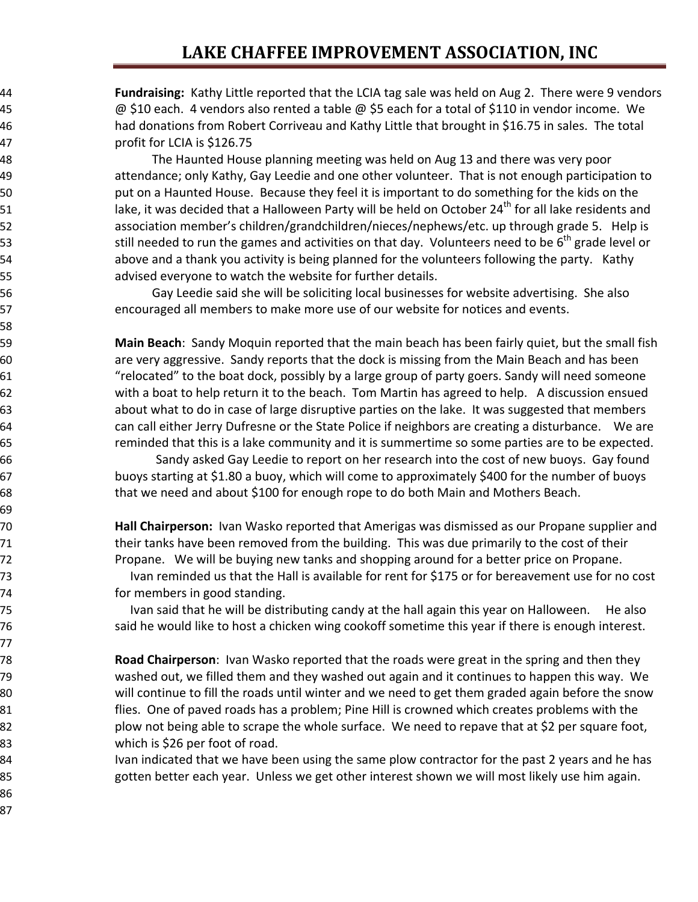**Fundraising:** Kathy Little reported that the LCIA tag sale was held on Aug 2. There were 9 vendors @ $10 each. 4 vendors also rented a table @ $5 each for a total of $110 in vendor income. We had donations from Robert Corriveau and Kathy Little that brought in $16.75 in sales. The total profit for LCIA is $126.75

The Haunted House planning meeting was held on Aug 13 and there was very poor attendance; only Kathy, Gay Leedie and one other volunteer. That is not enough participation to put on a Haunted House. Because they feel it is important to do something for the kids on the lake, it was decided that a Halloween Party will be held on October 24th for all lake residents and association member's children/grandchildren/nieces/nephews/etc. up through grade 5. Help is still needed to run the games and activities on that day. Volunteers need to be 6th grade level or above and a thank you activity is being planned for the volunteers following the party. Kathy advised everyone to watch the website for further details.

Gay Leedie said she will be soliciting local businesses for website advertising. She also encouraged all members to make more use of our website for notices and events.

**Main Beach**: Sandy Moquin reported that the main beach has been fairly quiet, but the small fish are very aggressive. Sandy reports that the dock is missing from the Main Beach and has been "relocated" to the boat dock, possibly by a large group of party goers. Sandy will need someone with a boat to help return it to the beach. Tom Martin has agreed to help. A discussion ensued about what to do in case of large disruptive parties on the lake. It was suggested that members can call either Jerry Dufresne or the State Police if neighbors are creating a disturbance. We are reminded that this is a lake community and it is summertime so some parties are to be expected.

Sandy asked Gay Leedie to report on her research into the cost of new buoys. Gay found buoys starting at $1.80 a buoy, which will come to approximately $400 for the number of buoys that we need and about $100 for enough rope to do both Main and Mothers Beach.

**Hall Chairperson:** Ivan Wasko reported that Amerigas was dismissed as our Propane supplier and their tanks have been removed from the building. This was due primarily to the cost of their Propane. We will be buying new tanks and shopping around for a better price on Propane.

Ivan reminded us that the Hall is available for rent for $175 or for bereavement use for no cost for members in good standing.

Ivan said that he will be distributing candy at the hall again this year on Halloween. He also said he would like to host a chicken wing cookoff sometime this year if there is enough interest.

**Road Chairperson**: Ivan Wasko reported that the roads were great in the spring and then they washed out, we filled them and they washed out again and it continues to happen this way. We will continue to fill the roads until winter and we need to get them graded again before the snow flies. One of paved roads has a problem; Pine Hill is crowned which creates problems with the plow not being able to scrape the whole surface. We need to repave that at $2 per square foot, which is $26 per foot of road.

Ivan indicated that we have been using the same plow contractor for the past 2 years and he has gotten better each year. Unless we get other interest shown we will most likely use him again.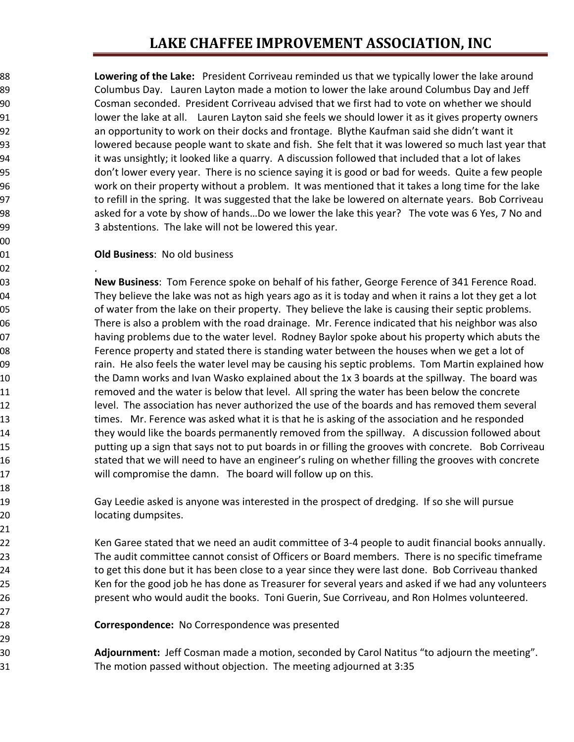**Lowering of the Lake:** President Corriveau reminded us that we typically lower the lake around Columbus Day. Lauren Layton made a motion to lower the lake around Columbus Day and Jeff Cosman seconded. President Corriveau advised that we first had to vote on whether we should lower the lake at all. Lauren Layton said she feels we should lower it as it gives property owners an opportunity to work on their docks and frontage. Blythe Kaufman said she didn't want it lowered because people want to skate and fish. She felt that it was lowered so much last year that it was unsightly; it looked like a quarry. A discussion followed that included that a lot of lakes don't lower every year. There is no science saying it is good or bad for weeds. Quite a few people work on their property without a problem. It was mentioned that it takes a long time for the lake to refill in the spring. It was suggested that the lake be lowered on alternate years. Bob Corriveau asked for a vote by show of hands…Do we lower the lake this year? The vote was 6 Yes, 7 No and 3 abstentions. The lake will not be lowered this year.

**Old Business**: No old business

.

**New Business**: Tom Ference spoke on behalf of his father, George Ference of 341 Ference Road. They believe the lake was not as high years ago as it is today and when it rains a lot they get a lot of water from the lake on their property. They believe the lake is causing their septic problems. There is also a problem with the road drainage. Mr. Ference indicated that his neighbor was also having problems due to the water level. Rodney Baylor spoke about his property which abuts the Ference property and stated there is standing water between the houses when we get a lot of rain. He also feels the water level may be causing his septic problems. Tom Martin explained how the Damn works and Ivan Wasko explained about the 1x 3 boards at the spillway. The board was removed and the water is below that level. All spring the water has been below the concrete level. The association has never authorized the use of the boards and has removed them several times. Mr. Ference was asked what it is that he is asking of the association and he responded they would like the boards permanently removed from the spillway. A discussion followed about putting up a sign that says not to put boards in or filling the grooves with concrete. Bob Corriveau stated that we will need to have an engineer's ruling on whether filling the grooves with concrete will compromise the damn. The board will follow up on this.

Gay Leedie asked is anyone was interested in the prospect of dredging. If so she will pursue locating dumpsites.

Ken Garee stated that we need an audit committee of 3-4 people to audit financial books annually. The audit committee cannot consist of Officers or Board members. There is no specific timeframe to get this done but it has been close to a year since they were last done. Bob Corriveau thanked Ken for the good job he has done as Treasurer for several years and asked if we had any volunteers present who would audit the books. Toni Guerin, Sue Corriveau, and Ron Holmes volunteered.

**Correspondence:** No Correspondence was presented

**Adjournment:** Jeff Cosman made a motion, seconded by Carol Natitus "to adjourn the meeting". The motion passed without objection. The meeting adjourned at 3:35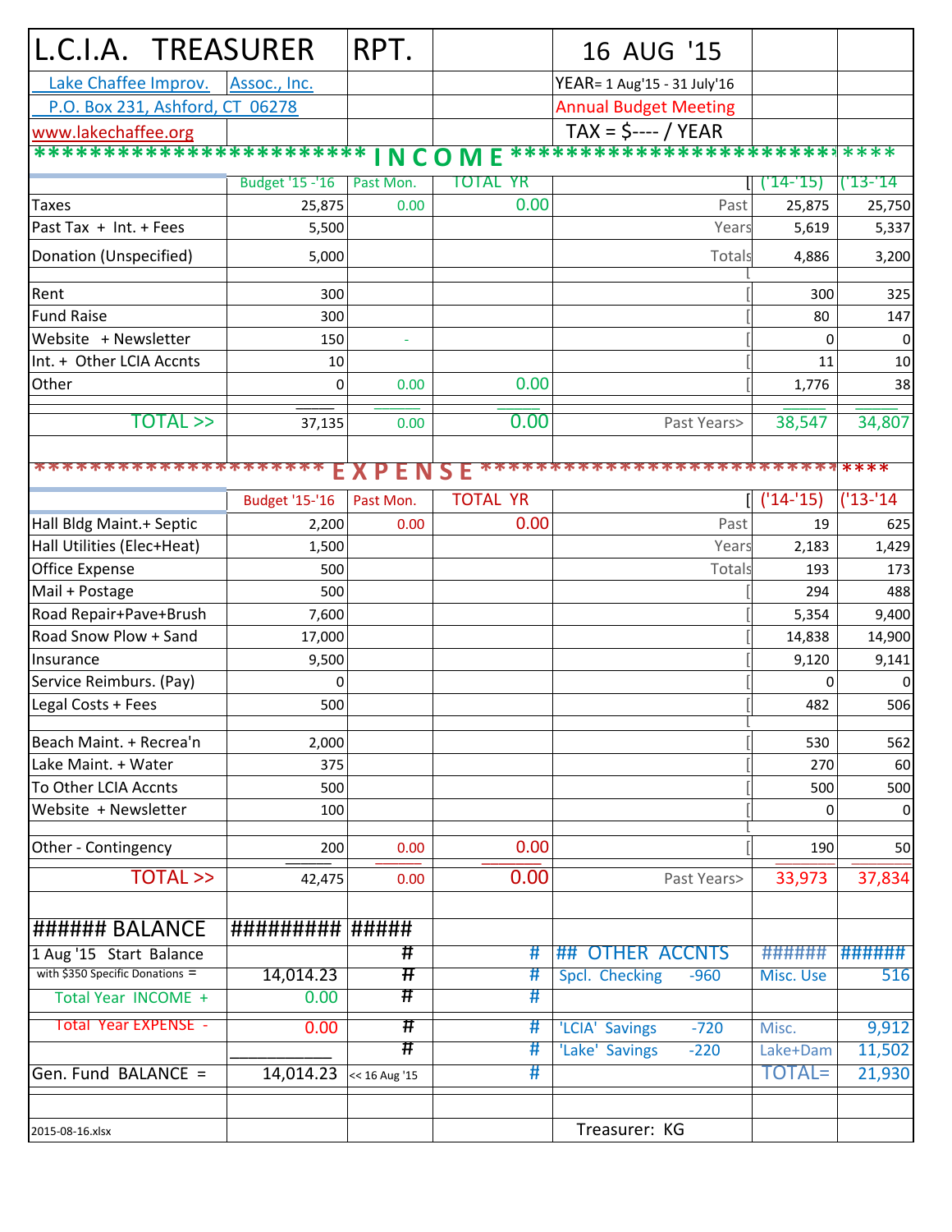| L.C.I.A. TREASURER | RPT. | | 16 AUG '15 | | |
|---|---|---|---|---|---|
| Lake Chaffee Improv. Assoc., Inc. | | | YEAR= 1 Aug'15 - 31 July'16 | | |
| P.O. Box 231, Ashford, CT 06278 | | | Annual Budget Meeting | | |
| www.lakechaffee.org | | | TAX = $---- / YEAR | | |

************************ INCOME ****************************

| | Budget '15 -'16 | Past Mon. | TOTAL YR | [ | ('14-'15) | ('13-'14 |
|---|---|---|---|---|---|---|
| Taxes | 25,875 | 0.00 | 0.00 | Past | 25,875 | 25,750 |
| Past Tax + Int. + Fees | 5,500 | | | Years | 5,619 | 5,337 |
| Donation (Unspecified) | 5,000 | | | Totals | 4,886 | 3,200 |
| Rent | 300 | | | [ | 300 | 325 |
| Fund Raise | 300 | | | [ | 80 | 147 |
| Website + Newsletter | 150 | - | | [ | 0 | 0 |
| Int. + Other LCIA Accnts | 10 | | | [ | 11 | 10 |
| Other | 0 | 0.00 | 0.00 | [ | 1,776 | 38 |
| TOTAL >> | 37,135 | 0.00 | 0.00 | Past Years> | 38,547 | 34,807 |

********************* EXPENSE ****************************

| | Budget '15-'16 | Past Mon. | TOTAL YR | [ | ('14-'15) | ('13-'14 |
|---|---|---|---|---|---|---|
| Hall Bldg Maint.+ Septic | 2,200 | 0.00 | 0.00 | Past | 19 | 625 |
| Hall Utilities (Elec+Heat) | 1,500 | | | Years | 2,183 | 1,429 |
| Office Expense | 500 | | | Totals | 193 | 173 |
| Mail + Postage | 500 | | | [ | 294 | 488 |
| Road Repair+Pave+Brush | 7,600 | | | [ | 5,354 | 9,400 |
| Road Snow Plow + Sand | 17,000 | | | [ | 14,838 | 14,900 |
| Insurance | 9,500 | | | [ | 9,120 | 9,141 |
| Service Reimburs. (Pay) | 0 | | | [ | 0 | 0 |
| Legal Costs + Fees | 500 | | | [ | 482 | 506 |
| Beach Maint. + Recrea'n | 2,000 | | | [ | 530 | 562 |
| Lake Maint. + Water | 375 | | | [ | 270 | 60 |
| To Other LCIA Accnts | 500 | | | [ | 500 | 500 |
| Website + Newsletter | 100 | | | [ | 0 | 0 |
| Other - Contingency | 200 | 0.00 | 0.00 | [ | 190 | 50 |
| TOTAL >> | 42,475 | 0.00 | 0.00 | Past Years> | 33,973 | 37,834 |

| ###### BALANCE | ########## | ##### | | | | |
|---|---|---|---|---|---|---|
| 1 Aug '15 Start Balance | | # | # | ## OTHER ACCNTS | ###### | ###### |
| with $350 Specific Donations = | 14,014.23 | # | # | Spcl. Checking -960 | Misc. Use | 516 |
| Total Year INCOME + | 0.00 | # | # | | | |
| Total Year EXPENSE - | 0.00 | # | # | 'LCIA' Savings -720 | Misc. | 9,912 |
| | ___________ | # | # | 'Lake' Savings -220 | Lake+Dam | 11,502 |
| Gen. Fund BALANCE = | 14,014.23 | << 16 Aug '15 | # | | TOTAL= | 21,930 |

2015-08-16.xlsx

Treasurer: KG